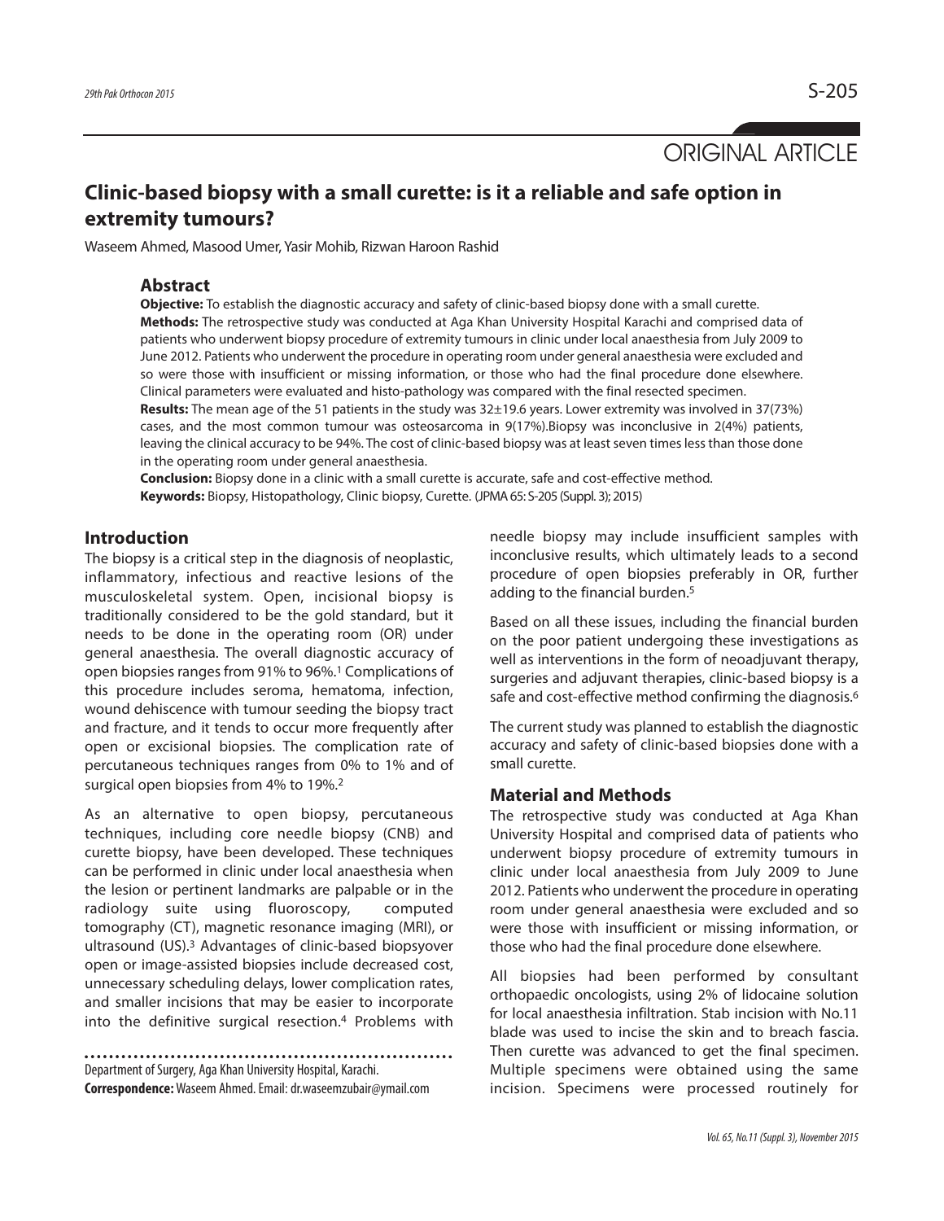ORIGINAL ARTICLE

# Clinic-based biopsy with a small curette: is it a reliable and safe option in extremity tumours?

Waseem Ahmed, Masood Umer, Yasir Mohib, Rizwan Haroon Rashid

## Abstract

**Objective:** To establish the diagnostic accuracy and safety of clinic-based biopsy done with a small curette.

**Methods:** The retrospective study was conducted at Aga Khan University Hospital Karachi and comprised data of patients who underwent biopsy procedure of extremity tumours in clinic under local anaesthesia from July 2009 to June 2012. Patients who underwent the procedure in operating room under general anaesthesia were excluded and so were those with insufficient or missing information, or those who had the final procedure done elsewhere. Clinical parameters were evaluated and histo-pathology was compared with the final resected specimen.

**Results:** The mean age of the 51 patients in the study was 32±19.6 years. Lower extremity was involved in 37(73%) cases, and the most common tumour was osteosarcoma in 9(17%).Biopsy was inconclusive in 2(4%) patients, leaving the clinical accuracy to be 94%. The cost of clinic-based biopsy was at least seven times less than those done in the operating room under general anaesthesia.

**Conclusion:** Biopsy done in a clinic with a small curette is accurate, safe and cost-effective method.

**Keywords:** Biopsy, Histopathology, Clinic biopsy, Curette. (JPMA 65: S-205 (Suppl. 3); 2015)

## Introduction

The biopsy is a critical step in the diagnosis of neoplastic, inflammatory, infectious and reactive lesions of the musculoskeletal system. Open, incisional biopsy is traditionally considered to be the gold standard, but it needs to be done in the operating room (OR) under general anaesthesia. The overall diagnostic accuracy of open biopsies ranges from 91% to 96%.[1] Complications of this procedure includes seroma, hematoma, infection, wound dehiscence with tumour seeding the biopsy tract and fracture, and it tends to occur more frequently after open or excisional biopsies. The complication rate of percutaneous techniques ranges from 0% to 1% and of surgical open biopsies from 4% to 19%.[2]

As an alternative to open biopsy, percutaneous techniques, including core needle biopsy (CNB) and curette biopsy, have been developed. These techniques can be performed in clinic under local anaesthesia when the lesion or pertinent landmarks are palpable or in the radiology suite using fluoroscopy, computed tomography (CT), magnetic resonance imaging (MRI), or ultrasound (US).[3] Advantages of clinic-based biopsyover open or image-assisted biopsies include decreased cost, unnecessary scheduling delays, lower complication rates, and smaller incisions that may be easier to incorporate into the definitive surgical resection.[4] Problems with needle biopsy may include insufficient samples with inconclusive results, which ultimately leads to a second procedure of open biopsies preferably in OR, further adding to the financial burden.[5]

Based on all these issues, including the financial burden on the poor patient undergoing these investigations as well as interventions in the form of neoadjuvant therapy, surgeries and adjuvant therapies, clinic-based biopsy is a safe and cost-effective method confirming the diagnosis.[6]

The current study was planned to establish the diagnostic accuracy and safety of clinic-based biopsies done with a small curette.

## Material and Methods

The retrospective study was conducted at Aga Khan University Hospital and comprised data of patients who underwent biopsy procedure of extremity tumours in clinic under local anaesthesia from July 2009 to June 2012. Patients who underwent the procedure in operating room under general anaesthesia were excluded and so were those with insufficient or missing information, or those who had the final procedure done elsewhere.

All biopsies had been performed by consultant orthopaedic oncologists, using 2% of lidocaine solution for local anaesthesia infiltration. Stab incision with No.11 blade was used to incise the skin and to breach fascia. Then curette was advanced to get the final specimen. Multiple specimens were obtained using the same incision. Specimens were processed routinely for

Department of Surgery, Aga Khan University Hospital, Karachi.

**Correspondence:** Waseem Ahmed. Email: dr.waseemzubair@ymail.com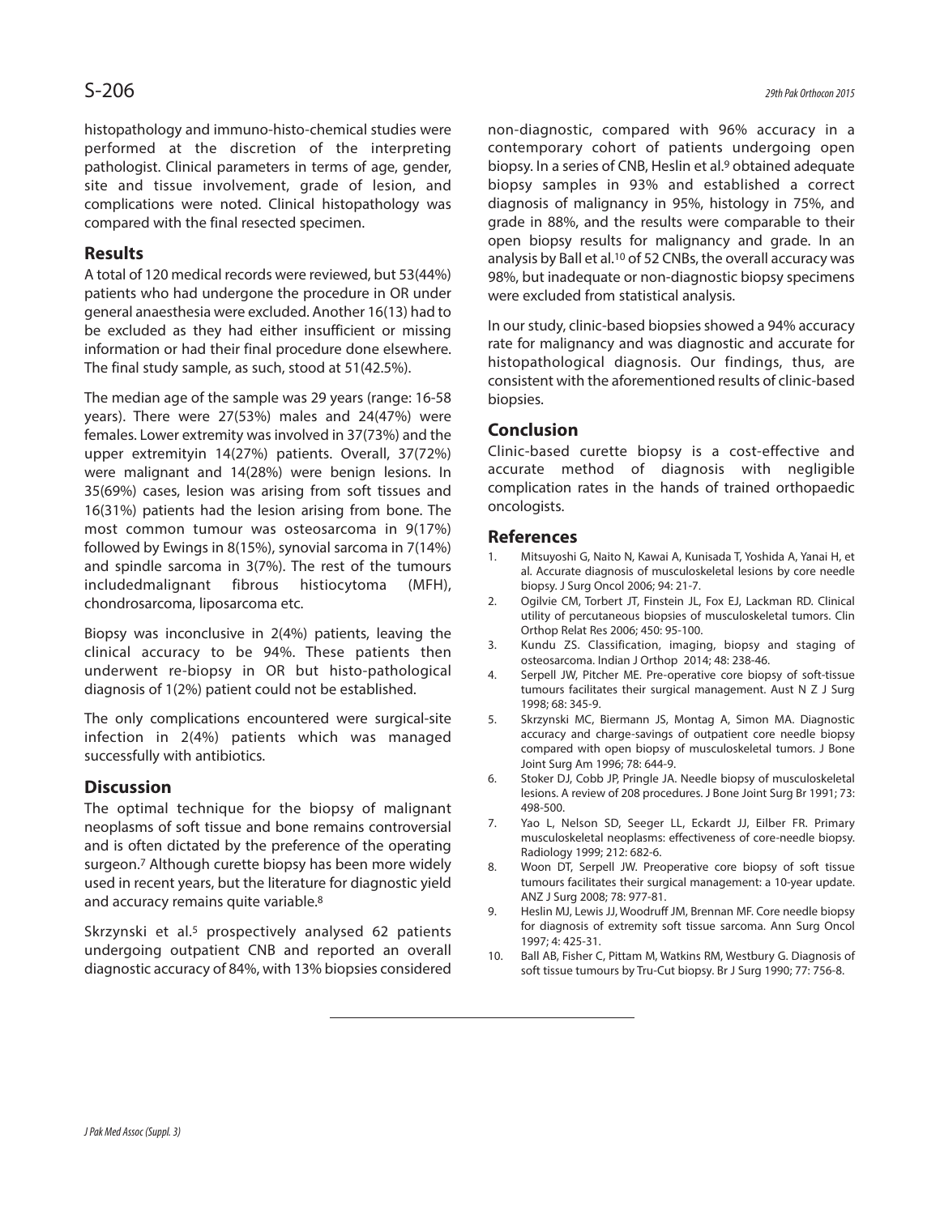histopathology and immuno-histo-chemical studies were performed at the discretion of the interpreting pathologist. Clinical parameters in terms of age, gender, site and tissue involvement, grade of lesion, and complications were noted. Clinical histopathology was compared with the final resected specimen.

## Results

A total of 120 medical records were reviewed, but 53(44%) patients who had undergone the procedure in OR under general anaesthesia were excluded. Another 16(13) had to be excluded as they had either insufficient or missing information or had their final procedure done elsewhere. The final study sample, as such, stood at 51(42.5%).

The median age of the sample was 29 years (range: 16-58 years). There were 27(53%) males and 24(47%) were females. Lower extremity was involved in 37(73%) and the upper extremityin 14(27%) patients. Overall, 37(72%) were malignant and 14(28%) were benign lesions. In 35(69%) cases, lesion was arising from soft tissues and 16(31%) patients had the lesion arising from bone. The most common tumour was osteosarcoma in 9(17%) followed by Ewings in 8(15%), synovial sarcoma in 7(14%) and spindle sarcoma in 3(7%). The rest of the tumours includedmalignant fibrous histiocytoma (MFH), chondrosarcoma, liposarcoma etc.

Biopsy was inconclusive in 2(4%) patients, leaving the clinical accuracy to be 94%. These patients then underwent re-biopsy in OR but histo-pathological diagnosis of 1(2%) patient could not be established.

The only complications encountered were surgical-site infection in 2(4%) patients which was managed successfully with antibiotics.

## Discussion

The optimal technique for the biopsy of malignant neoplasms of soft tissue and bone remains controversial and is often dictated by the preference of the operating surgeon.[7] Although curette biopsy has been more widely used in recent years, but the literature for diagnostic yield and accuracy remains quite variable.[8]

Skrzynski et al.[5] prospectively analysed 62 patients undergoing outpatient CNB and reported an overall diagnostic accuracy of 84%, with 13% biopsies considered non-diagnostic, compared with 96% accuracy in a contemporary cohort of patients undergoing open biopsy. In a series of CNB, Heslin et al.[9] obtained adequate biopsy samples in 93% and established a correct diagnosis of malignancy in 95%, histology in 75%, and grade in 88%, and the results were comparable to their open biopsy results for malignancy and grade. In an analysis by Ball et al.[10] of 52 CNBs, the overall accuracy was 98%, but inadequate or non-diagnostic biopsy specimens were excluded from statistical analysis.

In our study, clinic-based biopsies showed a 94% accuracy rate for malignancy and was diagnostic and accurate for histopathological diagnosis. Our findings, thus, are consistent with the aforementioned results of clinic-based biopsies.

## Conclusion

Clinic-based curette biopsy is a cost-effective and accurate method of diagnosis with negligible complication rates in the hands of trained orthopaedic oncologists.

## References

1. Mitsuyoshi G, Naito N, Kawai A, Kunisada T, Yoshida A, Yanai H, et al. Accurate diagnosis of musculoskeletal lesions by core needle biopsy. J Surg Oncol 2006; 94: 21-7.
2. Ogilvie CM, Torbert JT, Finstein JL, Fox EJ, Lackman RD. Clinical utility of percutaneous biopsies of musculoskeletal tumors. Clin Orthop Relat Res 2006; 450: 95-100.
3. Kundu ZS. Classification, imaging, biopsy and staging of osteosarcoma. Indian J Orthop 2014; 48: 238-46.
4. Serpell JW, Pitcher ME. Pre-operative core biopsy of soft-tissue tumours facilitates their surgical management. Aust N Z J Surg 1998; 68: 345-9.
5. Skrzynski MC, Biermann JS, Montag A, Simon MA. Diagnostic accuracy and charge-savings of outpatient core needle biopsy compared with open biopsy of musculoskeletal tumors. J Bone Joint Surg Am 1996; 78: 644-9.
6. Stoker DJ, Cobb JP, Pringle JA. Needle biopsy of musculoskeletal lesions. A review of 208 procedures. J Bone Joint Surg Br 1991; 73: 498-500.
7. Yao L, Nelson SD, Seeger LL, Eckardt JJ, Eilber FR. Primary musculoskeletal neoplasms: effectiveness of core-needle biopsy. Radiology 1999; 212: 682-6.
8. Woon DT, Serpell JW. Preoperative core biopsy of soft tissue tumours facilitates their surgical management: a 10-year update. ANZ J Surg 2008; 78: 977-81.
9. Heslin MJ, Lewis JJ, Woodruff JM, Brennan MF. Core needle biopsy for diagnosis of extremity soft tissue sarcoma. Ann Surg Oncol 1997; 4: 425-31.
10. Ball AB, Fisher C, Pittam M, Watkins RM, Westbury G. Diagnosis of soft tissue tumours by Tru-Cut biopsy. Br J Surg 1990; 77: 756-8.